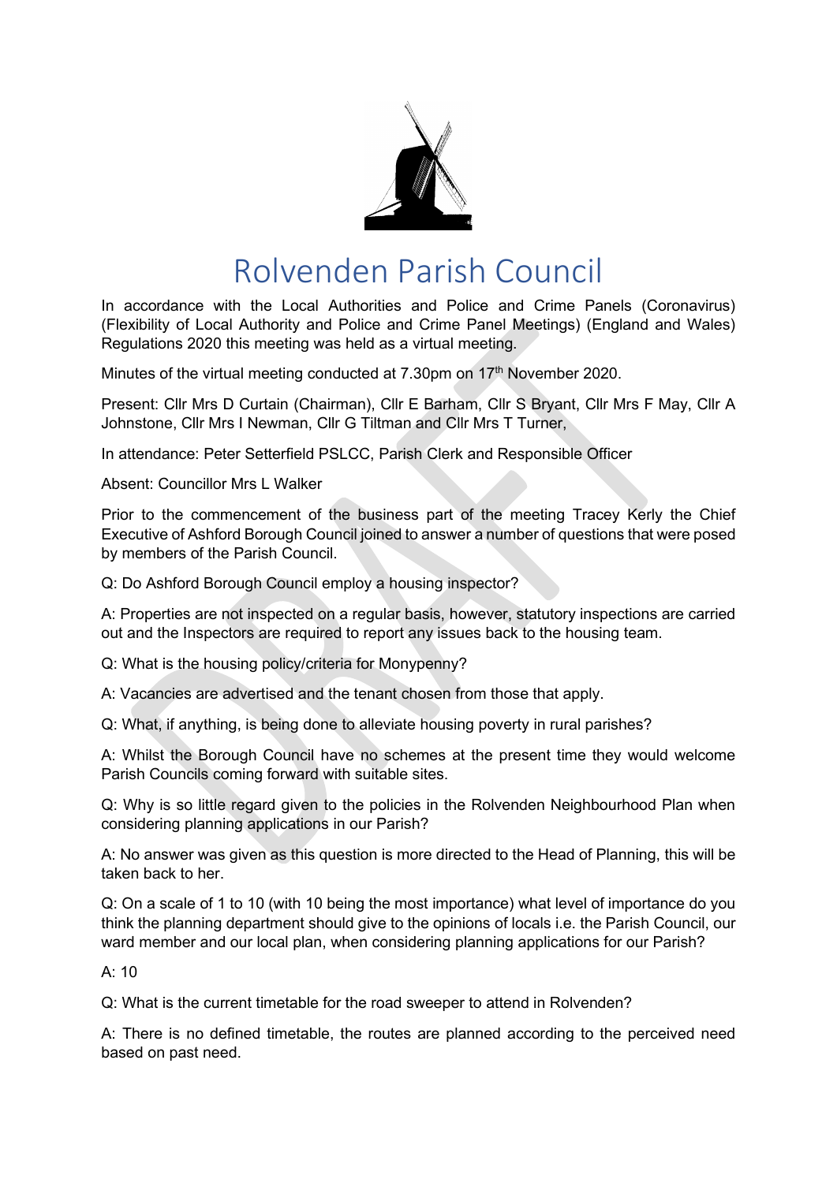# Rolvenden Parish Council

In accordance with the Local Authorities and Police and Crime Panels (Coronavirus) (Flexibility of Local Authority and Police and Crime Panel Meetings) (England and Wales) Regulations 2020 this meeting was held as a virtual meeting.

Minutes of the virtual meeting conducted at 7.30pm on 17th November 2020.

Present: Cllr Mrs D Curtain (Chairman), Cllr E Barham, Cllr S Bryant, Cllr Mrs F May, Cllr A Johnstone, Cllr Mrs I Newman, Cllr G Tiltman and Cllr Mrs T Turner,

In attendance: Peter Setterfield PSLCC, Parish Clerk and Responsible Officer

Absent: Councillor Mrs L Walker

Prior to the commencement of the business part of the meeting Tracey Kerly the Chief Executive of Ashford Borough Council joined to answer a number of questions that were posed by members of the Parish Council.

Q: Do Ashford Borough Council employ a housing inspector?

A: Properties are not inspected on a regular basis, however, statutory inspections are carried out and the Inspectors are required to report any issues back to the housing team.

Q: What is the housing policy/criteria for Monypenny?

A: Vacancies are advertised and the tenant chosen from those that apply.

Q: What, if anything, is being done to alleviate housing poverty in rural parishes?

A: Whilst the Borough Council have no schemes at the present time they would welcome Parish Councils coming forward with suitable sites.

Q: Why is so little regard given to the policies in the Rolvenden Neighbourhood Plan when considering planning applications in our Parish?

A: No answer was given as this question is more directed to the Head of Planning, this will be taken back to her.

Q: On a scale of 1 to 10 (with 10 being the most importance) what level of importance do you think the planning department should give to the opinions of locals i.e. the Parish Council, our ward member and our local plan, when considering planning applications for our Parish?

A: 10

Q: What is the current timetable for the road sweeper to attend in Rolvenden?

A: There is no defined timetable, the routes are planned according to the perceived need based on past need.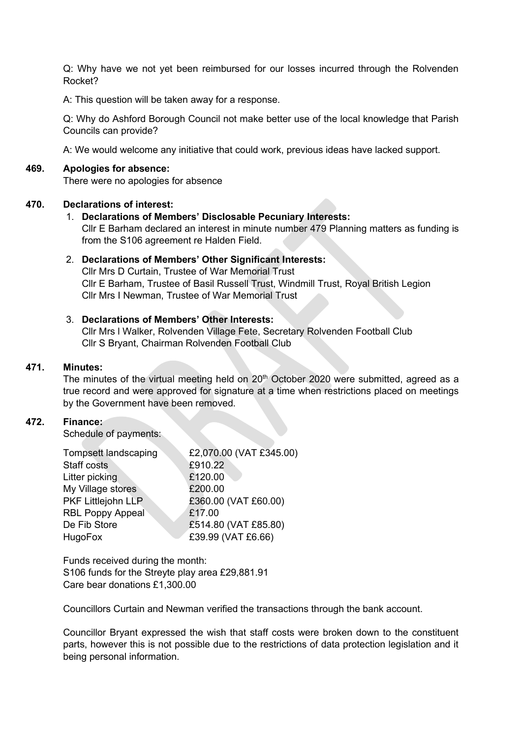Q: Why have we not yet been reimbursed for our losses incurred through the Rolvenden Rocket?

A: This question will be taken away for a response.

Q: Why do Ashford Borough Council not make better use of the local knowledge that Parish Councils can provide?

A: We would welcome any initiative that could work, previous ideas have lacked support.

**469. Apologies for absence:**

There were no apologies for absence

**470. Declarations of interest:**

1. **Declarations of Members' Disclosable Pecuniary Interests:**
   Cllr E Barham declared an interest in minute number 479 Planning matters as funding is from the S106 agreement re Halden Field.

2. **Declarations of Members' Other Significant Interests:**
   Cllr Mrs D Curtain, Trustee of War Memorial Trust
   Cllr E Barham, Trustee of Basil Russell Trust, Windmill Trust, Royal British Legion
   Cllr Mrs I Newman, Trustee of War Memorial Trust

3. **Declarations of Members' Other Interests:**
   Cllr Mrs I Walker, Rolvenden Village Fete, Secretary Rolvenden Football Club
   Cllr S Bryant, Chairman Rolvenden Football Club

**471. Minutes:**

The minutes of the virtual meeting held on 20th October 2020 were submitted, agreed as a true record and were approved for signature at a time when restrictions placed on meetings by the Government have been removed.

**472. Finance:**

Schedule of payments:

| | |
|---|---|
| Tompsett landscaping | £2,070.00 (VAT £345.00) |
| Staff costs | £910.22 |
| Litter picking | £120.00 |
| My Village stores | £200.00 |
| PKF Littlejohn LLP | £360.00 (VAT £60.00) |
| RBL Poppy Appeal | £17.00 |
| De Fib Store | £514.80 (VAT £85.80) |
| HugoFox | £39.99 (VAT £6.66) |

Funds received during the month:
S106 funds for the Streyte play area £29,881.91
Care bear donations £1,300.00

Councillors Curtain and Newman verified the transactions through the bank account.

Councillor Bryant expressed the wish that staff costs were broken down to the constituent parts, however this is not possible due to the restrictions of data protection legislation and it being personal information.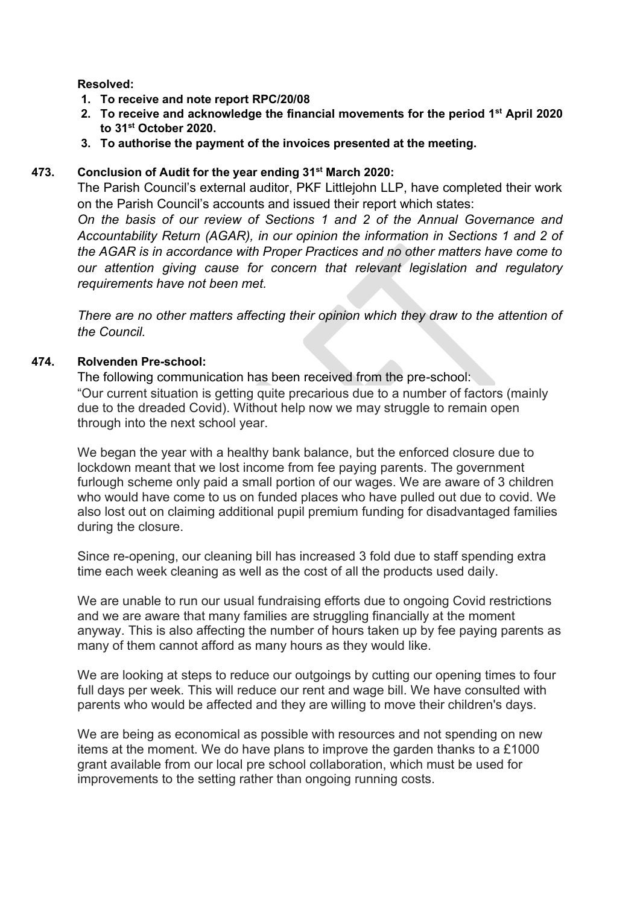**Resolved:**

1. **To receive and note report RPC/20/08**
2. **To receive and acknowledge the financial movements for the period 1st April 2020 to 31st October 2020.**
3. **To authorise the payment of the invoices presented at the meeting.**

**473. Conclusion of Audit for the year ending 31st March 2020:**

The Parish Council's external auditor, PKF Littlejohn LLP, have completed their work on the Parish Council's accounts and issued their report which states:

*On the basis of our review of Sections 1 and 2 of the Annual Governance and Accountability Return (AGAR), in our opinion the information in Sections 1 and 2 of the AGAR is in accordance with Proper Practices and no other matters have come to our attention giving cause for concern that relevant legislation and regulatory requirements have not been met.*

*There are no other matters affecting their opinion which they draw to the attention of the Council.*

**474. Rolvenden Pre-school:**

The following communication has been received from the pre-school:

"Our current situation is getting quite precarious due to a number of factors (mainly due to the dreaded Covid). Without help now we may struggle to remain open through into the next school year.

We began the year with a healthy bank balance, but the enforced closure due to lockdown meant that we lost income from fee paying parents. The government furlough scheme only paid a small portion of our wages. We are aware of 3 children who would have come to us on funded places who have pulled out due to covid. We also lost out on claiming additional pupil premium funding for disadvantaged families during the closure.

Since re-opening, our cleaning bill has increased 3 fold due to staff spending extra time each week cleaning as well as the cost of all the products used daily.

We are unable to run our usual fundraising efforts due to ongoing Covid restrictions and we are aware that many families are struggling financially at the moment anyway. This is also affecting the number of hours taken up by fee paying parents as many of them cannot afford as many hours as they would like.

We are looking at steps to reduce our outgoings by cutting our opening times to four full days per week. This will reduce our rent and wage bill. We have consulted with parents who would be affected and they are willing to move their children's days.

We are being as economical as possible with resources and not spending on new items at the moment. We do have plans to improve the garden thanks to a £1000 grant available from our local pre school collaboration, which must be used for improvements to the setting rather than ongoing running costs.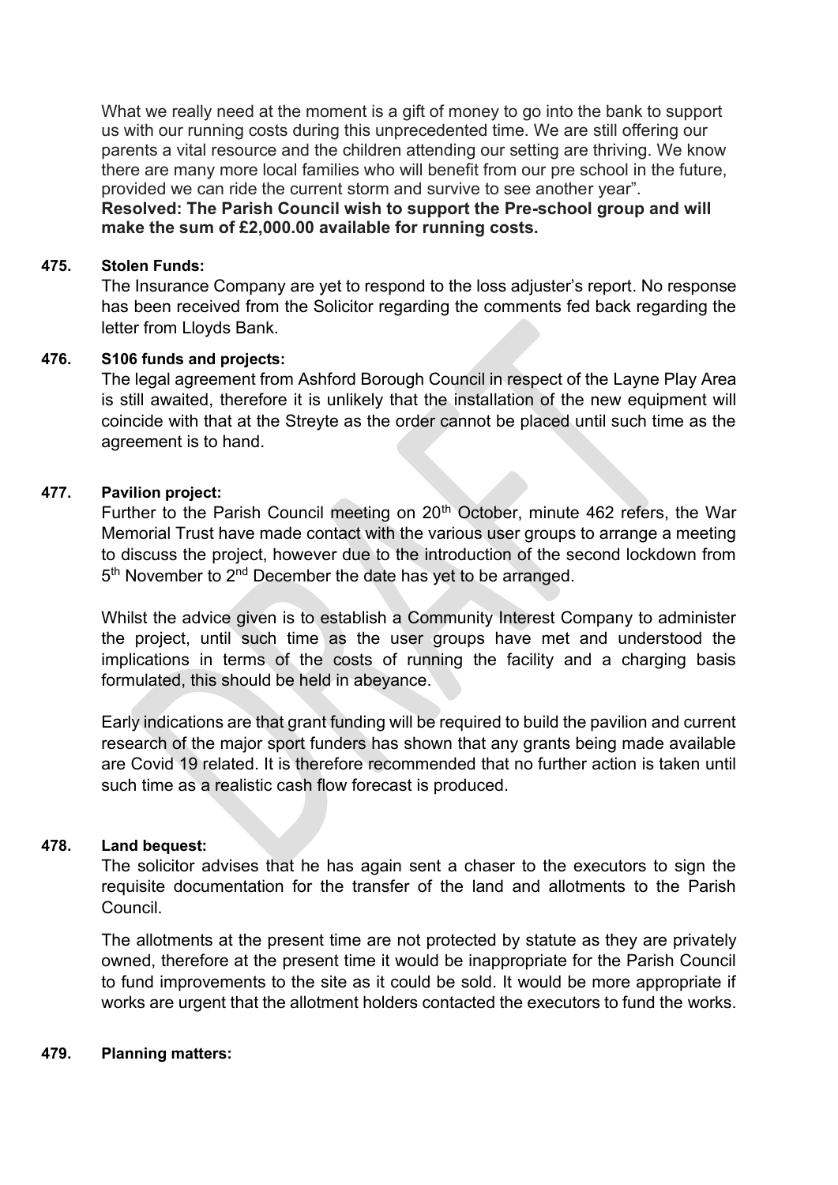What we really need at the moment is a gift of money to go into the bank to support us with our running costs during this unprecedented time. We are still offering our parents a vital resource and the children attending our setting are thriving. We know there are many more local families who will benefit from our pre school in the future, provided we can ride the current storm and survive to see another year".

**Resolved: The Parish Council wish to support the Pre-school group and will make the sum of £2,000.00 available for running costs.**

**475. Stolen Funds:**

The Insurance Company are yet to respond to the loss adjuster's report. No response has been received from the Solicitor regarding the comments fed back regarding the letter from Lloyds Bank.

**476. S106 funds and projects:**

The legal agreement from Ashford Borough Council in respect of the Layne Play Area is still awaited, therefore it is unlikely that the installation of the new equipment will coincide with that at the Streyte as the order cannot be placed until such time as the agreement is to hand.

**477. Pavilion project:**

Further to the Parish Council meeting on 20th October, minute 462 refers, the War Memorial Trust have made contact with the various user groups to arrange a meeting to discuss the project, however due to the introduction of the second lockdown from 5th November to 2nd December the date has yet to be arranged.

Whilst the advice given is to establish a Community Interest Company to administer the project, until such time as the user groups have met and understood the implications in terms of the costs of running the facility and a charging basis formulated, this should be held in abeyance.

Early indications are that grant funding will be required to build the pavilion and current research of the major sport funders has shown that any grants being made available are Covid 19 related. It is therefore recommended that no further action is taken until such time as a realistic cash flow forecast is produced.

**478. Land bequest:**

The solicitor advises that he has again sent a chaser to the executors to sign the requisite documentation for the transfer of the land and allotments to the Parish Council.

The allotments at the present time are not protected by statute as they are privately owned, therefore at the present time it would be inappropriate for the Parish Council to fund improvements to the site as it could be sold. It would be more appropriate if works are urgent that the allotment holders contacted the executors to fund the works.

**479. Planning matters:**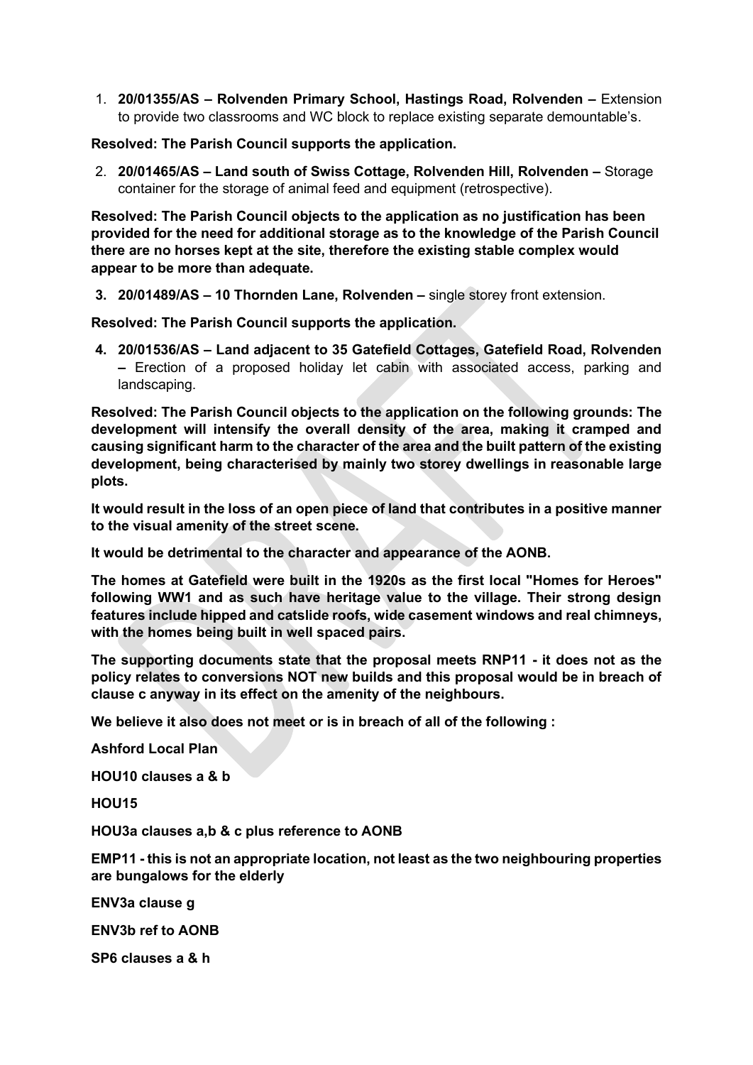1. **20/01355/AS – Rolvenden Primary School, Hastings Road, Rolvenden –** Extension to provide two classrooms and WC block to replace existing separate demountable's.

**Resolved: The Parish Council supports the application.**

2. **20/01465/AS – Land south of Swiss Cottage, Rolvenden Hill, Rolvenden –** Storage container for the storage of animal feed and equipment (retrospective).

**Resolved: The Parish Council objects to the application as no justification has been provided for the need for additional storage as to the knowledge of the Parish Council there are no horses kept at the site, therefore the existing stable complex would appear to be more than adequate.**

3. **20/01489/AS – 10 Thornden Lane, Rolvenden –** single storey front extension.

**Resolved: The Parish Council supports the application.**

4. **20/01536/AS – Land adjacent to 35 Gatefield Cottages, Gatefield Road, Rolvenden –** Erection of a proposed holiday let cabin with associated access, parking and landscaping.

**Resolved: The Parish Council objects to the application on the following grounds: The development will intensify the overall density of the area, making it cramped and causing significant harm to the character of the area and the built pattern of the existing development, being characterised by mainly two storey dwellings in reasonable large plots.**

**It would result in the loss of an open piece of land that contributes in a positive manner to the visual amenity of the street scene.**

**It would be detrimental to the character and appearance of the AONB.**

**The homes at Gatefield were built in the 1920s as the first local "Homes for Heroes" following WW1 and as such have heritage value to the village. Their strong design features include hipped and catslide roofs, wide casement windows and real chimneys, with the homes being built in well spaced pairs.**

**The supporting documents state that the proposal meets RNP11 - it does not as the policy relates to conversions NOT new builds and this proposal would be in breach of clause c anyway in its effect on the amenity of the neighbours.**

**We believe it also does not meet or is in breach of all of the following :**

**Ashford Local Plan**

**HOU10 clauses a & b**

**HOU15**

**HOU3a clauses a,b & c plus reference to AONB**

**EMP11 - this is not an appropriate location, not least as the two neighbouring properties are bungalows for the elderly**

**ENV3a clause g**

**ENV3b ref to AONB**

**SP6 clauses a & h**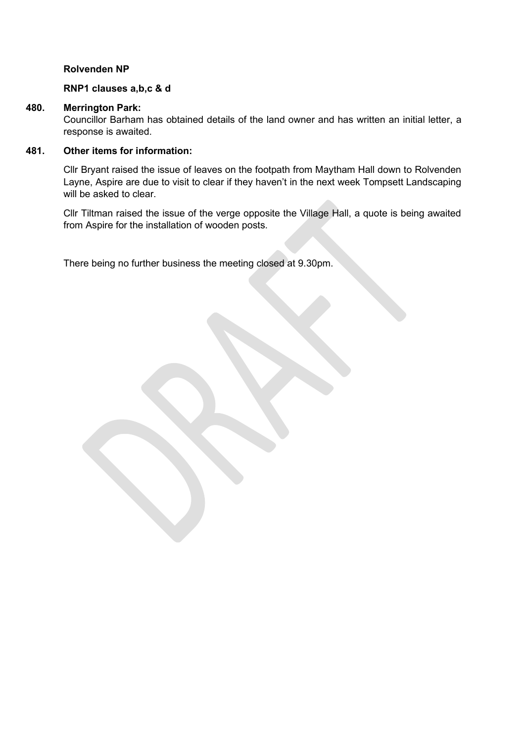**Rolvenden NP**

**RNP1 clauses a,b,c & d**

**480. Merrington Park:**

Councillor Barham has obtained details of the land owner and has written an initial letter, a response is awaited.

**481. Other items for information:**

Cllr Bryant raised the issue of leaves on the footpath from Maytham Hall down to Rolvenden Layne, Aspire are due to visit to clear if they haven't in the next week Tompsett Landscaping will be asked to clear.

Cllr Tiltman raised the issue of the verge opposite the Village Hall, a quote is being awaited from Aspire for the installation of wooden posts.

There being no further business the meeting closed at 9.30pm.